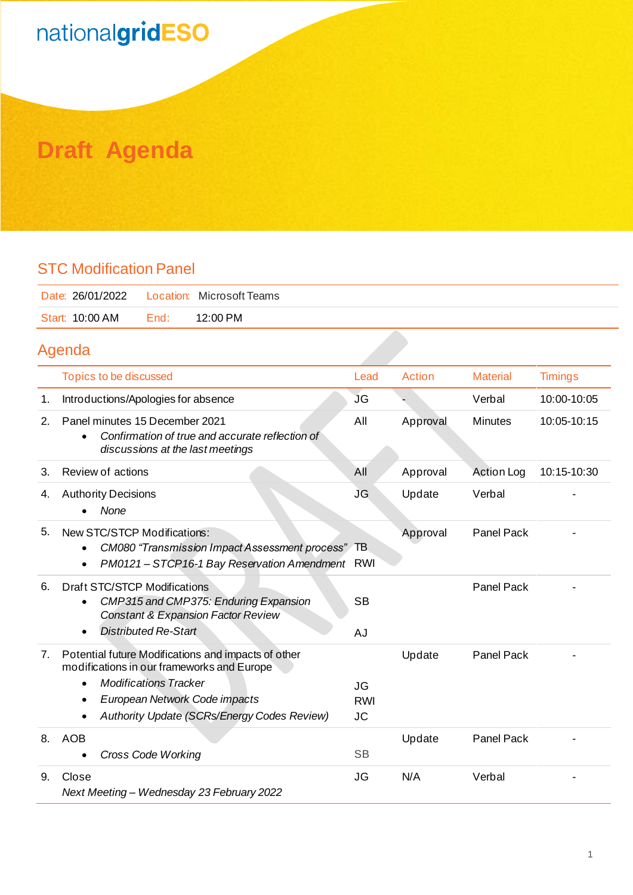nationalgridESO

# Draft Agenda

## STC Modification Panel

| Date: 26/01/2022 | Location: Microsoft Teams |
|---|---|
| Start: 10:00 AM | End: 12:00 PM |

## Agenda

| | Topics to be discussed | Lead | Action | Material | Timings |
|---|---|---|---|---|---|
| 1. | Introductions/Apologies for absence | JG | - | Verbal | 10:00-10:05 |
| 2. | Panel minutes 15 December 2021<br>• *Confirmation of true and accurate reflection of discussions at the last meetings* | All | Approval | Minutes | 10:05-10:15 |
| 3. | Review of actions | All | Approval | Action Log | 10:15-10:30 |
| 4. | Authority Decisions<br>• *None* | JG | Update | Verbal | - |
| 5. | New STC/STCP Modifications:<br>• *CM080 "Transmission Impact Assessment process"*<br>• *PM0121 – STCP16-1 Bay Reservation Amendment* | <br>TB<br>RWI | Approval | Panel Pack | - |
| 6. | Draft STC/STCP Modifications<br>• *CMP315 and CMP375: Enduring Expansion Constant & Expansion Factor Review*<br>• *Distributed Re-Start* | <br>SB<br>AJ | | Panel Pack | - |
| 7. | Potential future Modifications and impacts of other modifications in our frameworks and Europe<br>• *Modifications Tracker*<br>• *European Network Code impacts*<br>• *Authority Update (SCRs/Energy Codes Review)* | <br>JG<br>RWI<br>JC | Update | Panel Pack | - |
| 8. | AOB<br>• *Cross Code Working* | <br>SB | Update | Panel Pack | - |
| 9. | Close<br>*Next Meeting – Wednesday 23 February 2022* | JG | N/A | Verbal | - |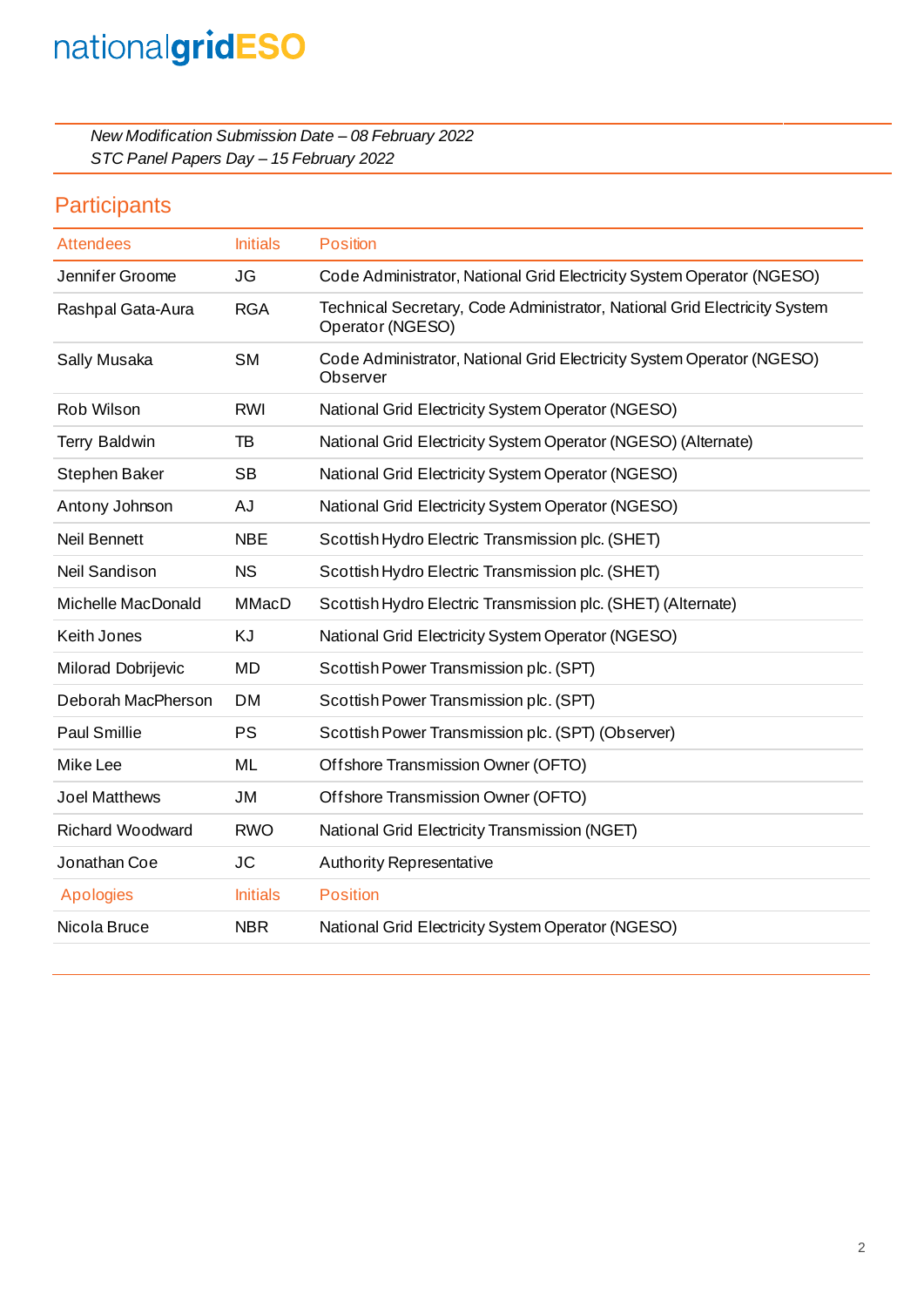*New Modification Submission Date – 08 February 2022*
*STC Panel Papers Day – 15 February 2022*

## Participants

| Attendees | Initials | Position |
|---|---|---|
| Jennifer Groome | JG | Code Administrator, National Grid Electricity System Operator (NGESO) |
| Rashpal Gata-Aura | RGA | Technical Secretary, Code Administrator, National Grid Electricity System Operator (NGESO) |
| Sally Musaka | SM | Code Administrator, National Grid Electricity System Operator (NGESO) Observer |
| Rob Wilson | RWI | National Grid Electricity System Operator (NGESO) |
| Terry Baldwin | TB | National Grid Electricity System Operator (NGESO) (Alternate) |
| Stephen Baker | SB | National Grid Electricity System Operator (NGESO) |
| Antony Johnson | AJ | National Grid Electricity System Operator (NGESO) |
| Neil Bennett | NBE | Scottish Hydro Electric Transmission plc. (SHET) |
| Neil Sandison | NS | Scottish Hydro Electric Transmission plc. (SHET) |
| Michelle MacDonald | MMacD | Scottish Hydro Electric Transmission plc. (SHET) (Alternate) |
| Keith Jones | KJ | National Grid Electricity System Operator (NGESO) |
| Milorad Dobrijevic | MD | Scottish Power Transmission plc. (SPT) |
| Deborah MacPherson | DM | Scottish Power Transmission plc. (SPT) |
| Paul Smillie | PS | Scottish Power Transmission plc. (SPT) (Observer) |
| Mike Lee | ML | Offshore Transmission Owner (OFTO) |
| Joel Matthews | JM | Offshore Transmission Owner (OFTO) |
| Richard Woodward | RWO | National Grid Electricity Transmission (NGET) |
| Jonathan Coe | JC | Authority Representative |
| **Apologies** | **Initials** | **Position** |
| Nicola Bruce | NBR | National Grid Electricity System Operator (NGESO) |